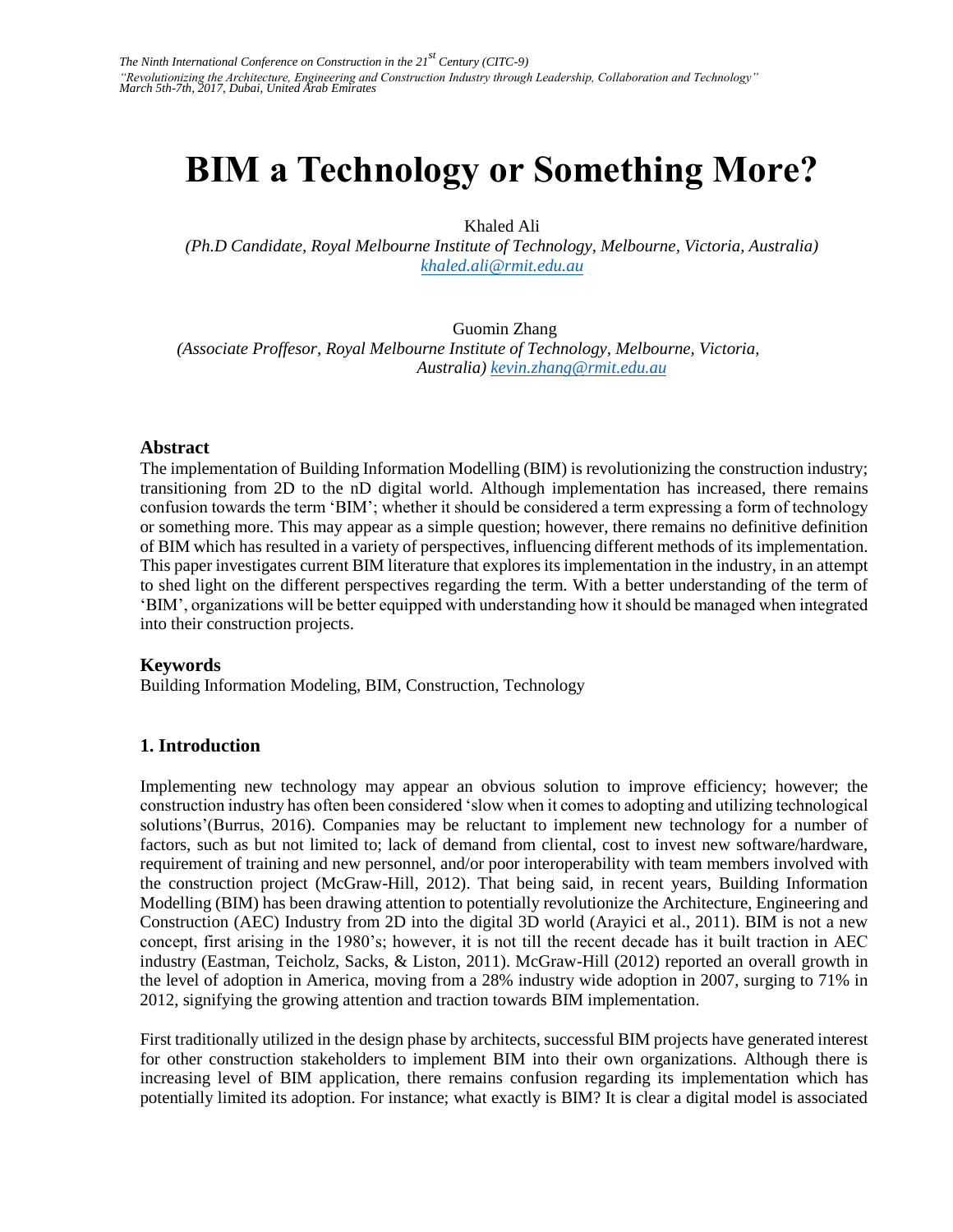# BIM a Technology or Something More?

Khaled Ali

*(Ph.D Candidate, Royal Melbourne Institute of Technology, Melbourne, Victoria, Australia)*
khaled.ali@rmit.edu.au

Guomin Zhang

*(Associate Proffesor, Royal Melbourne Institute of Technology, Melbourne, Victoria, Australia)* kevin.zhang@rmit.edu.au

## Abstract

The implementation of Building Information Modelling (BIM) is revolutionizing the construction industry; transitioning from 2D to the nD digital world. Although implementation has increased, there remains confusion towards the term 'BIM'; whether it should be considered a term expressing a form of technology or something more. This may appear as a simple question; however, there remains no definitive definition of BIM which has resulted in a variety of perspectives, influencing different methods of its implementation. This paper investigates current BIM literature that explores its implementation in the industry, in an attempt to shed light on the different perspectives regarding the term. With a better understanding of the term of 'BIM', organizations will be better equipped with understanding how it should be managed when integrated into their construction projects.

## Keywords

Building Information Modeling, BIM, Construction, Technology

## 1. Introduction

Implementing new technology may appear an obvious solution to improve efficiency; however; the construction industry has often been considered 'slow when it comes to adopting and utilizing technological solutions'(Burrus, 2016). Companies may be reluctant to implement new technology for a number of factors, such as but not limited to; lack of demand from cliental, cost to invest new software/hardware, requirement of training and new personnel, and/or poor interoperability with team members involved with the construction project (McGraw-Hill, 2012). That being said, in recent years, Building Information Modelling (BIM) has been drawing attention to potentially revolutionize the Architecture, Engineering and Construction (AEC) Industry from 2D into the digital 3D world (Arayici et al., 2011). BIM is not a new concept, first arising in the 1980's; however, it is not till the recent decade has it built traction in AEC industry (Eastman, Teicholz, Sacks, & Liston, 2011). McGraw-Hill (2012) reported an overall growth in the level of adoption in America, moving from a 28% industry wide adoption in 2007, surging to 71% in 2012, signifying the growing attention and traction towards BIM implementation.

First traditionally utilized in the design phase by architects, successful BIM projects have generated interest for other construction stakeholders to implement BIM into their own organizations. Although there is increasing level of BIM application, there remains confusion regarding its implementation which has potentially limited its adoption. For instance; what exactly is BIM? It is clear a digital model is associated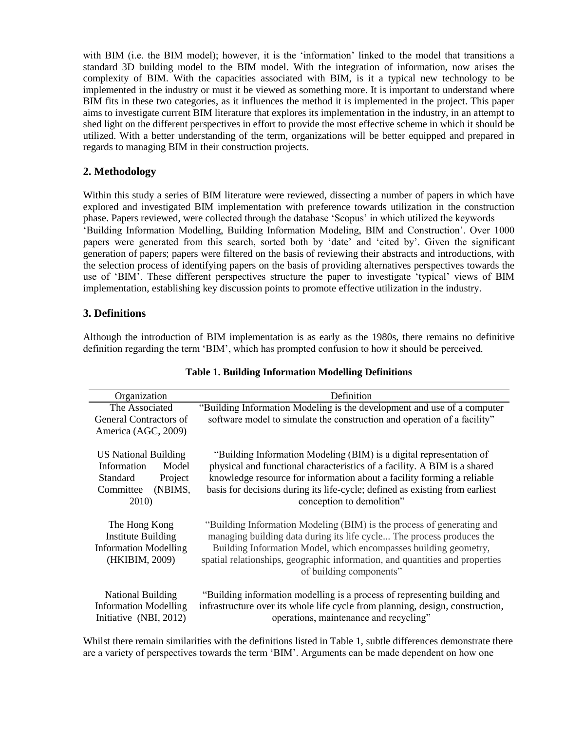with BIM (i.e. the BIM model); however, it is the 'information' linked to the model that transitions a standard 3D building model to the BIM model. With the integration of information, now arises the complexity of BIM. With the capacities associated with BIM, is it a typical new technology to be implemented in the industry or must it be viewed as something more. It is important to understand where BIM fits in these two categories, as it influences the method it is implemented in the project. This paper aims to investigate current BIM literature that explores its implementation in the industry, in an attempt to shed light on the different perspectives in effort to provide the most effective scheme in which it should be utilized. With a better understanding of the term, organizations will be better equipped and prepared in regards to managing BIM in their construction projects.

## 2. Methodology

Within this study a series of BIM literature were reviewed, dissecting a number of papers in which have explored and investigated BIM implementation with preference towards utilization in the construction phase. Papers reviewed, were collected through the database 'Scopus' in which utilized the keywords 'Building Information Modelling, Building Information Modeling, BIM and Construction'. Over 1000 papers were generated from this search, sorted both by 'date' and 'cited by'. Given the significant generation of papers; papers were filtered on the basis of reviewing their abstracts and introductions, with the selection process of identifying papers on the basis of providing alternatives perspectives towards the use of 'BIM'. These different perspectives structure the paper to investigate 'typical' views of BIM implementation, establishing key discussion points to promote effective utilization in the industry.

## 3. Definitions

Although the introduction of BIM implementation is as early as the 1980s, there remains no definitive definition regarding the term 'BIM', which has prompted confusion to how it should be perceived.

**Table 1. Building Information Modelling Definitions**

| Organization | Definition |
|---|---|
| The Associated General Contractors of America (AGC, 2009) | "Building Information Modeling is the development and use of a computer software model to simulate the construction and operation of a facility" |
| US National Building Information Model Standard Project Committee (NBIMS, 2010) | "Building Information Modeling (BIM) is a digital representation of physical and functional characteristics of a facility. A BIM is a shared knowledge resource for information about a facility forming a reliable basis for decisions during its life-cycle; defined as existing from earliest conception to demolition" |
| The Hong Kong Institute Building Information Modelling (HKIBIM, 2009) | "Building Information Modeling (BIM) is the process of generating and managing building data during its life cycle... The process produces the Building Information Model, which encompasses building geometry, spatial relationships, geographic information, and quantities and properties of building components" |
| National Building Information Modelling Initiative (NBI, 2012) | "Building information modelling is a process of representing building and infrastructure over its whole life cycle from planning, design, construction, operations, maintenance and recycling" |

Whilst there remain similarities with the definitions listed in Table 1, subtle differences demonstrate there are a variety of perspectives towards the term 'BIM'. Arguments can be made dependent on how one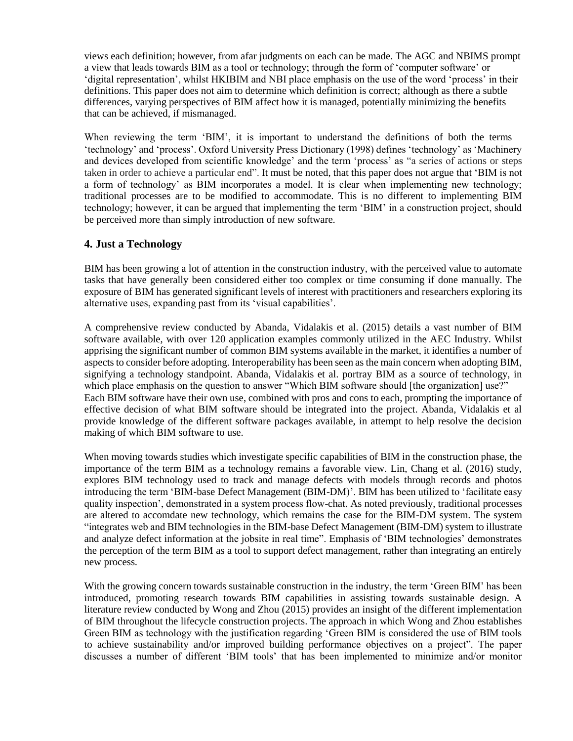views each definition; however, from afar judgments on each can be made. The AGC and NBIMS prompt a view that leads towards BIM as a tool or technology; through the form of 'computer software' or 'digital representation', whilst HKIBIM and NBI place emphasis on the use of the word 'process' in their definitions. This paper does not aim to determine which definition is correct; although as there a subtle differences, varying perspectives of BIM affect how it is managed, potentially minimizing the benefits that can be achieved, if mismanaged.

When reviewing the term 'BIM', it is important to understand the definitions of both the terms 'technology' and 'process'. Oxford University Press Dictionary (1998) defines 'technology' as 'Machinery and devices developed from scientific knowledge' and the term 'process' as "a series of actions or steps taken in order to achieve a particular end". It must be noted, that this paper does not argue that 'BIM is not a form of technology' as BIM incorporates a model. It is clear when implementing new technology; traditional processes are to be modified to accommodate. This is no different to implementing BIM technology; however, it can be argued that implementing the term 'BIM' in a construction project, should be perceived more than simply introduction of new software.

## 4. Just a Technology

BIM has been growing a lot of attention in the construction industry, with the perceived value to automate tasks that have generally been considered either too complex or time consuming if done manually. The exposure of BIM has generated significant levels of interest with practitioners and researchers exploring its alternative uses, expanding past from its 'visual capabilities'.

A comprehensive review conducted by Abanda, Vidalakis et al. (2015) details a vast number of BIM software available, with over 120 application examples commonly utilized in the AEC Industry. Whilst apprising the significant number of common BIM systems available in the market, it identifies a number of aspects to consider before adopting. Interoperability has been seen as the main concern when adopting BIM, signifying a technology standpoint. Abanda, Vidalakis et al. portray BIM as a source of technology, in which place emphasis on the question to answer "Which BIM software should [the organization] use?" Each BIM software have their own use, combined with pros and cons to each, prompting the importance of effective decision of what BIM software should be integrated into the project. Abanda, Vidalakis et al provide knowledge of the different software packages available, in attempt to help resolve the decision making of which BIM software to use.

When moving towards studies which investigate specific capabilities of BIM in the construction phase, the importance of the term BIM as a technology remains a favorable view. Lin, Chang et al. (2016) study, explores BIM technology used to track and manage defects with models through records and photos introducing the term 'BIM-base Defect Management (BIM-DM)'. BIM has been utilized to 'facilitate easy quality inspection', demonstrated in a system process flow-chat. As noted previously, traditional processes are altered to accomdate new technology, which remains the case for the BIM-DM system. The system "integrates web and BIM technologies in the BIM-base Defect Management (BIM-DM) system to illustrate and analyze defect information at the jobsite in real time". Emphasis of 'BIM technologies' demonstrates the perception of the term BIM as a tool to support defect management, rather than integrating an entirely new process.

With the growing concern towards sustainable construction in the industry, the term 'Green BIM' has been introduced, promoting research towards BIM capabilities in assisting towards sustainable design. A literature review conducted by Wong and Zhou (2015) provides an insight of the different implementation of BIM throughout the lifecycle construction projects. The approach in which Wong and Zhou establishes Green BIM as technology with the justification regarding 'Green BIM is considered the use of BIM tools to achieve sustainability and/or improved building performance objectives on a project". The paper discusses a number of different 'BIM tools' that has been implemented to minimize and/or monitor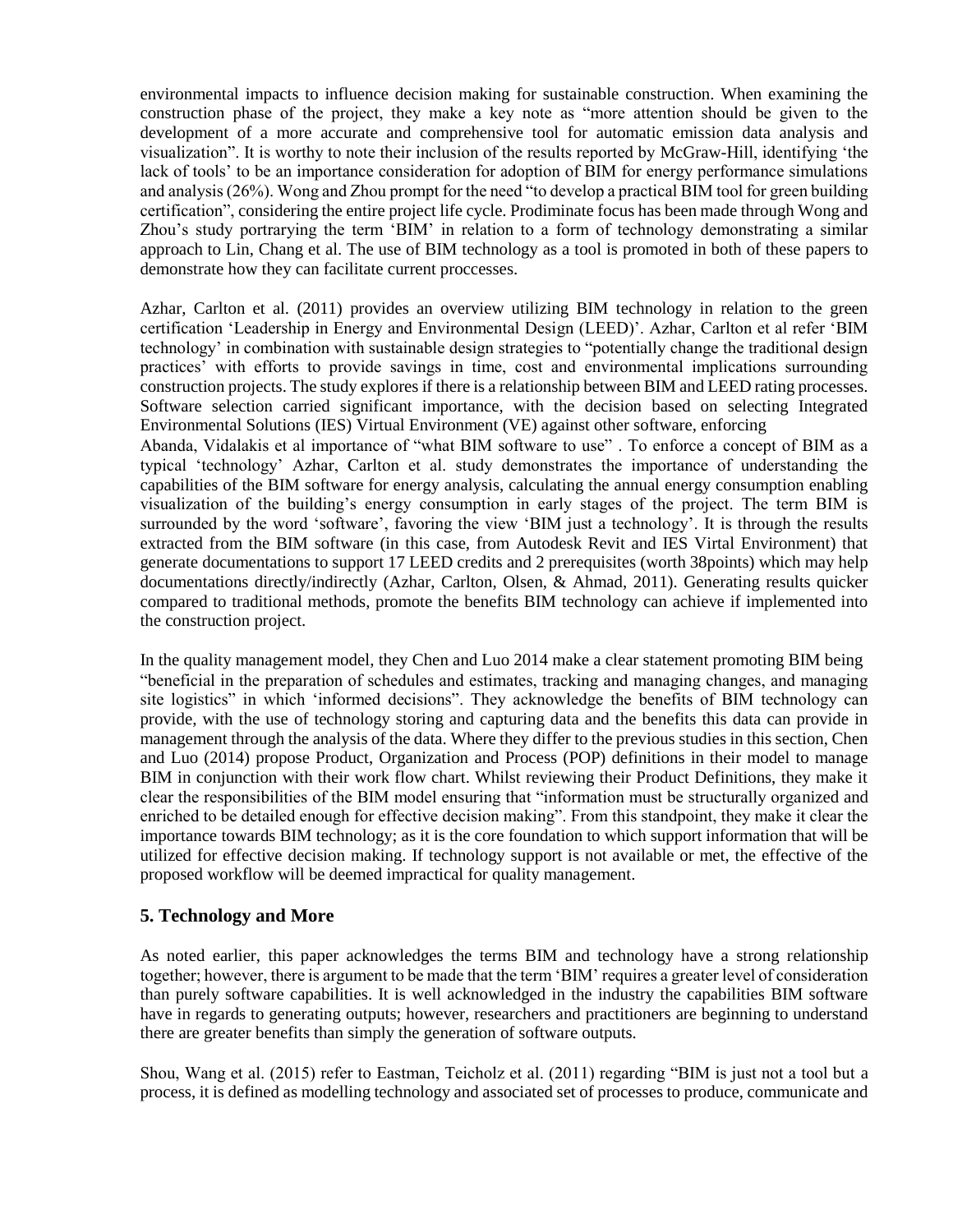environmental impacts to influence decision making for sustainable construction. When examining the construction phase of the project, they make a key note as "more attention should be given to the development of a more accurate and comprehensive tool for automatic emission data analysis and visualization". It is worthy to note their inclusion of the results reported by McGraw-Hill, identifying 'the lack of tools' to be an importance consideration for adoption of BIM for energy performance simulations and analysis (26%). Wong and Zhou prompt for the need "to develop a practical BIM tool for green building certification", considering the entire project life cycle. Prodiminate focus has been made through Wong and Zhou's study portrarying the term 'BIM' in relation to a form of technology demonstrating a similar approach to Lin, Chang et al. The use of BIM technology as a tool is promoted in both of these papers to demonstrate how they can facilitate current proccesses.

Azhar, Carlton et al. (2011) provides an overview utilizing BIM technology in relation to the green certification 'Leadership in Energy and Environmental Design (LEED)'. Azhar, Carlton et al refer 'BIM technology' in combination with sustainable design strategies to "potentially change the traditional design practices' with efforts to provide savings in time, cost and environmental implications surrounding construction projects. The study explores if there is a relationship between BIM and LEED rating processes. Software selection carried significant importance, with the decision based on selecting Integrated Environmental Solutions (IES) Virtual Environment (VE) against other software, enforcing Abanda, Vidalakis et al importance of "what BIM software to use" . To enforce a concept of BIM as a typical 'technology' Azhar, Carlton et al. study demonstrates the importance of understanding the capabilities of the BIM software for energy analysis, calculating the annual energy consumption enabling visualization of the building's energy consumption in early stages of the project. The term BIM is surrounded by the word 'software', favoring the view 'BIM just a technology'. It is through the results extracted from the BIM software (in this case, from Autodesk Revit and IES Virtal Environment) that generate documentations to support 17 LEED credits and 2 prerequisites (worth 38points) which may help documentations directly/indirectly (Azhar, Carlton, Olsen, & Ahmad, 2011). Generating results quicker compared to traditional methods, promote the benefits BIM technology can achieve if implemented into the construction project.

In the quality management model, they Chen and Luo 2014 make a clear statement promoting BIM being "beneficial in the preparation of schedules and estimates, tracking and managing changes, and managing site logistics" in which 'informed decisions". They acknowledge the benefits of BIM technology can provide, with the use of technology storing and capturing data and the benefits this data can provide in management through the analysis of the data. Where they differ to the previous studies in this section, Chen and Luo (2014) propose Product, Organization and Process (POP) definitions in their model to manage BIM in conjunction with their work flow chart. Whilst reviewing their Product Definitions, they make it clear the responsibilities of the BIM model ensuring that "information must be structurally organized and enriched to be detailed enough for effective decision making". From this standpoint, they make it clear the importance towards BIM technology; as it is the core foundation to which support information that will be utilized for effective decision making. If technology support is not available or met, the effective of the proposed workflow will be deemed impractical for quality management.

## 5. Technology and More

As noted earlier, this paper acknowledges the terms BIM and technology have a strong relationship together; however, there is argument to be made that the term 'BIM' requires a greater level of consideration than purely software capabilities. It is well acknowledged in the industry the capabilities BIM software have in regards to generating outputs; however, researchers and practitioners are beginning to understand there are greater benefits than simply the generation of software outputs.

Shou, Wang et al. (2015) refer to Eastman, Teicholz et al. (2011) regarding "BIM is just not a tool but a process, it is defined as modelling technology and associated set of processes to produce, communicate and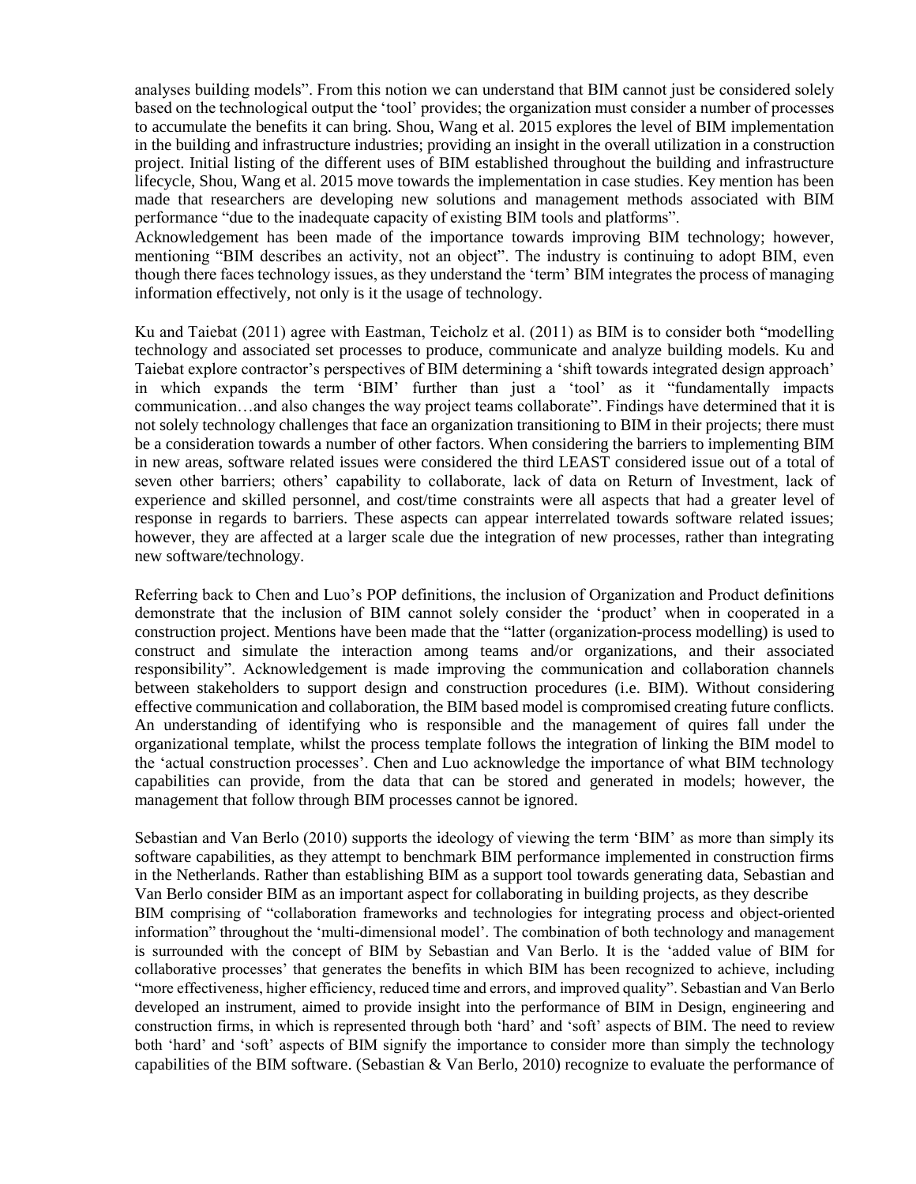analyses building models". From this notion we can understand that BIM cannot just be considered solely based on the technological output the 'tool' provides; the organization must consider a number of processes to accumulate the benefits it can bring. Shou, Wang et al. 2015 explores the level of BIM implementation in the building and infrastructure industries; providing an insight in the overall utilization in a construction project. Initial listing of the different uses of BIM established throughout the building and infrastructure lifecycle, Shou, Wang et al. 2015 move towards the implementation in case studies. Key mention has been made that researchers are developing new solutions and management methods associated with BIM performance "due to the inadequate capacity of existing BIM tools and platforms".
Acknowledgement has been made of the importance towards improving BIM technology; however, mentioning "BIM describes an activity, not an object". The industry is continuing to adopt BIM, even though there faces technology issues, as they understand the 'term' BIM integrates the process of managing information effectively, not only is it the usage of technology.

Ku and Taiebat (2011) agree with Eastman, Teicholz et al. (2011) as BIM is to consider both "modelling technology and associated set processes to produce, communicate and analyze building models. Ku and Taiebat explore contractor's perspectives of BIM determining a 'shift towards integrated design approach' in which expands the term 'BIM' further than just a 'tool' as it "fundamentally impacts communication…and also changes the way project teams collaborate". Findings have determined that it is not solely technology challenges that face an organization transitioning to BIM in their projects; there must be a consideration towards a number of other factors. When considering the barriers to implementing BIM in new areas, software related issues were considered the third LEAST considered issue out of a total of seven other barriers; others' capability to collaborate, lack of data on Return of Investment, lack of experience and skilled personnel, and cost/time constraints were all aspects that had a greater level of response in regards to barriers. These aspects can appear interrelated towards software related issues; however, they are affected at a larger scale due the integration of new processes, rather than integrating new software/technology.

Referring back to Chen and Luo's POP definitions, the inclusion of Organization and Product definitions demonstrate that the inclusion of BIM cannot solely consider the 'product' when in cooperated in a construction project. Mentions have been made that the "latter (organization-process modelling) is used to construct and simulate the interaction among teams and/or organizations, and their associated responsibility". Acknowledgement is made improving the communication and collaboration channels between stakeholders to support design and construction procedures (i.e. BIM). Without considering effective communication and collaboration, the BIM based model is compromised creating future conflicts. An understanding of identifying who is responsible and the management of quires fall under the organizational template, whilst the process template follows the integration of linking the BIM model to the 'actual construction processes'. Chen and Luo acknowledge the importance of what BIM technology capabilities can provide, from the data that can be stored and generated in models; however, the management that follow through BIM processes cannot be ignored.

Sebastian and Van Berlo (2010) supports the ideology of viewing the term 'BIM' as more than simply its software capabilities, as they attempt to benchmark BIM performance implemented in construction firms in the Netherlands. Rather than establishing BIM as a support tool towards generating data, Sebastian and Van Berlo consider BIM as an important aspect for collaborating in building projects, as they describe BIM comprising of "collaboration frameworks and technologies for integrating process and object-oriented information" throughout the 'multi-dimensional model'. The combination of both technology and management is surrounded with the concept of BIM by Sebastian and Van Berlo. It is the 'added value of BIM for collaborative processes' that generates the benefits in which BIM has been recognized to achieve, including "more effectiveness, higher efficiency, reduced time and errors, and improved quality". Sebastian and Van Berlo developed an instrument, aimed to provide insight into the performance of BIM in Design, engineering and construction firms, in which is represented through both 'hard' and 'soft' aspects of BIM. The need to review both 'hard' and 'soft' aspects of BIM signify the importance to consider more than simply the technology capabilities of the BIM software. (Sebastian & Van Berlo, 2010) recognize to evaluate the performance of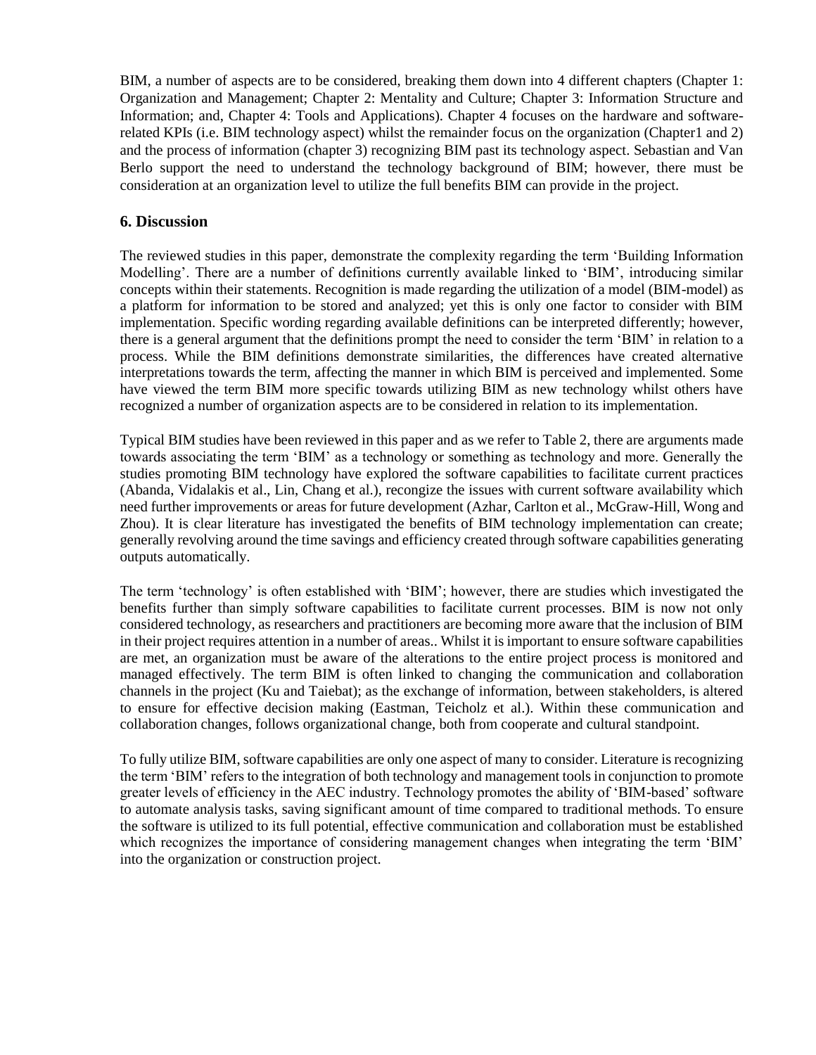BIM, a number of aspects are to be considered, breaking them down into 4 different chapters (Chapter 1: Organization and Management; Chapter 2: Mentality and Culture; Chapter 3: Information Structure and Information; and, Chapter 4: Tools and Applications). Chapter 4 focuses on the hardware and software-related KPIs (i.e. BIM technology aspect) whilst the remainder focus on the organization (Chapter1 and 2) and the process of information (chapter 3) recognizing BIM past its technology aspect. Sebastian and Van Berlo support the need to understand the technology background of BIM; however, there must be consideration at an organization level to utilize the full benefits BIM can provide in the project.

## 6. Discussion

The reviewed studies in this paper, demonstrate the complexity regarding the term 'Building Information Modelling'. There are a number of definitions currently available linked to 'BIM', introducing similar concepts within their statements. Recognition is made regarding the utilization of a model (BIM-model) as a platform for information to be stored and analyzed; yet this is only one factor to consider with BIM implementation. Specific wording regarding available definitions can be interpreted differently; however, there is a general argument that the definitions prompt the need to consider the term 'BIM' in relation to a process. While the BIM definitions demonstrate similarities, the differences have created alternative interpretations towards the term, affecting the manner in which BIM is perceived and implemented. Some have viewed the term BIM more specific towards utilizing BIM as new technology whilst others have recognized a number of organization aspects are to be considered in relation to its implementation.

Typical BIM studies have been reviewed in this paper and as we refer to Table 2, there are arguments made towards associating the term 'BIM' as a technology or something as technology and more. Generally the studies promoting BIM technology have explored the software capabilities to facilitate current practices (Abanda, Vidalakis et al., Lin, Chang et al.), recongize the issues with current software availability which need further improvements or areas for future development (Azhar, Carlton et al., McGraw-Hill, Wong and Zhou). It is clear literature has investigated the benefits of BIM technology implementation can create; generally revolving around the time savings and efficiency created through software capabilities generating outputs automatically.

The term 'technology' is often established with 'BIM'; however, there are studies which investigated the benefits further than simply software capabilities to facilitate current processes. BIM is now not only considered technology, as researchers and practitioners are becoming more aware that the inclusion of BIM in their project requires attention in a number of areas.. Whilst it is important to ensure software capabilities are met, an organization must be aware of the alterations to the entire project process is monitored and managed effectively. The term BIM is often linked to changing the communication and collaboration channels in the project (Ku and Taiebat); as the exchange of information, between stakeholders, is altered to ensure for effective decision making (Eastman, Teicholz et al.). Within these communication and collaboration changes, follows organizational change, both from cooperate and cultural standpoint.

To fully utilize BIM, software capabilities are only one aspect of many to consider. Literature is recognizing the term 'BIM' refers to the integration of both technology and management tools in conjunction to promote greater levels of efficiency in the AEC industry. Technology promotes the ability of 'BIM-based' software to automate analysis tasks, saving significant amount of time compared to traditional methods. To ensure the software is utilized to its full potential, effective communication and collaboration must be established which recognizes the importance of considering management changes when integrating the term 'BIM' into the organization or construction project.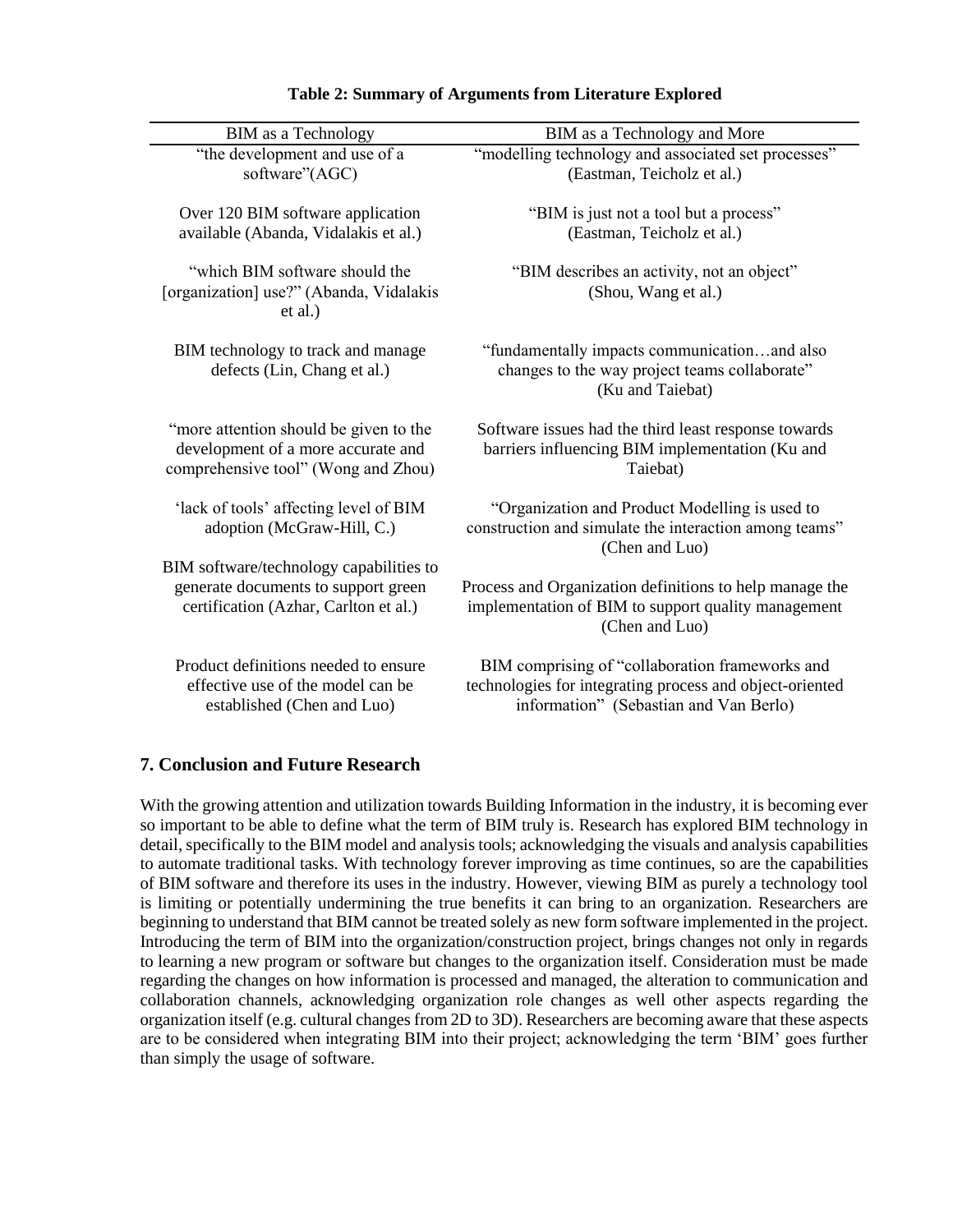**Table 2: Summary of Arguments from Literature Explored**

| BIM as a Technology | BIM as a Technology and More |
|---|---|
| "the development and use of a software"(AGC) | "modelling technology and associated set processes" (Eastman, Teicholz et al.) |
| Over 120 BIM software application available (Abanda, Vidalakis et al.) | "BIM is just not a tool but a process" (Eastman, Teicholz et al.) |
| "which BIM software should the [organization] use?" (Abanda, Vidalakis et al.) | "BIM describes an activity, not an object" (Shou, Wang et al.) |
| BIM technology to track and manage defects (Lin, Chang et al.) | "fundamentally impacts communication…and also changes to the way project teams collaborate" (Ku and Taiebat) |
| "more attention should be given to the development of a more accurate and comprehensive tool" (Wong and Zhou) | Software issues had the third least response towards barriers influencing BIM implementation (Ku and Taiebat) |
| 'lack of tools' affecting level of BIM adoption (McGraw-Hill, C.) | "Organization and Product Modelling is used to construction and simulate the interaction among teams" (Chen and Luo) |
| BIM software/technology capabilities to generate documents to support green certification (Azhar, Carlton et al.) | Process and Organization definitions to help manage the implementation of BIM to support quality management (Chen and Luo) |
| Product definitions needed to ensure effective use of the model can be established (Chen and Luo) | BIM comprising of "collaboration frameworks and technologies for integrating process and object-oriented information" (Sebastian and Van Berlo) |

## 7. Conclusion and Future Research

With the growing attention and utilization towards Building Information in the industry, it is becoming ever so important to be able to define what the term of BIM truly is. Research has explored BIM technology in detail, specifically to the BIM model and analysis tools; acknowledging the visuals and analysis capabilities to automate traditional tasks. With technology forever improving as time continues, so are the capabilities of BIM software and therefore its uses in the industry. However, viewing BIM as purely a technology tool is limiting or potentially undermining the true benefits it can bring to an organization. Researchers are beginning to understand that BIM cannot be treated solely as new form software implemented in the project. Introducing the term of BIM into the organization/construction project, brings changes not only in regards to learning a new program or software but changes to the organization itself. Consideration must be made regarding the changes on how information is processed and managed, the alteration to communication and collaboration channels, acknowledging organization role changes as well other aspects regarding the organization itself (e.g. cultural changes from 2D to 3D). Researchers are becoming aware that these aspects are to be considered when integrating BIM into their project; acknowledging the term 'BIM' goes further than simply the usage of software.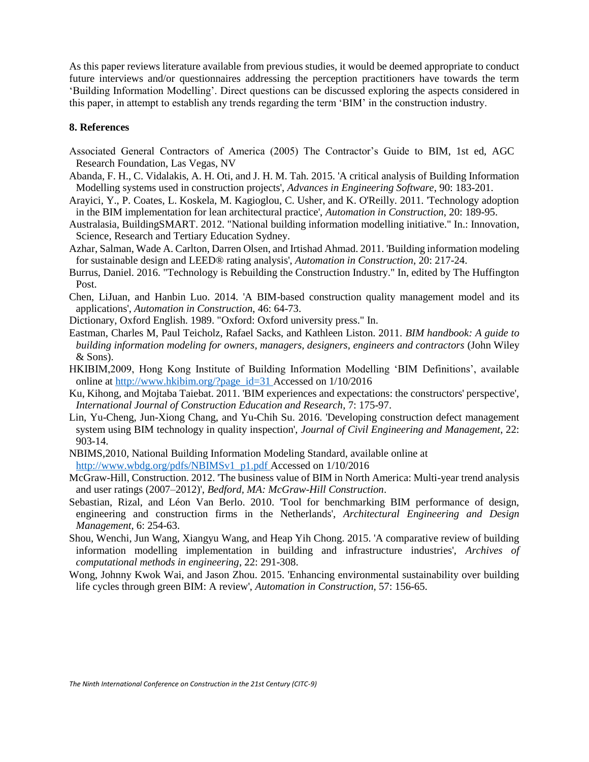As this paper reviews literature available from previous studies, it would be deemed appropriate to conduct future interviews and/or questionnaires addressing the perception practitioners have towards the term 'Building Information Modelling'. Direct questions can be discussed exploring the aspects considered in this paper, in attempt to establish any trends regarding the term 'BIM' in the construction industry.

## 8. References

Associated General Contractors of America (2005) The Contractor's Guide to BIM, 1st ed, AGC Research Foundation, Las Vegas, NV

Abanda, F. H., C. Vidalakis, A. H. Oti, and J. H. M. Tah. 2015. 'A critical analysis of Building Information Modelling systems used in construction projects', *Advances in Engineering Software*, 90: 183-201.

Arayici, Y., P. Coates, L. Koskela, M. Kagioglou, C. Usher, and K. O'Reilly. 2011. 'Technology adoption in the BIM implementation for lean architectural practice', *Automation in Construction*, 20: 189-95.

Australasia, BuildingSMART. 2012. "National building information modelling initiative." In.: Innovation, Science, Research and Tertiary Education Sydney.

Azhar, Salman, Wade A. Carlton, Darren Olsen, and Irtishad Ahmad. 2011. 'Building information modeling for sustainable design and LEED® rating analysis', *Automation in Construction*, 20: 217-24.

Burrus, Daniel. 2016. "Technology is Rebuilding the Construction Industry." In, edited by The Huffington Post.

Chen, LiJuan, and Hanbin Luo. 2014. 'A BIM-based construction quality management model and its applications', *Automation in Construction*, 46: 64-73.

Dictionary, Oxford English. 1989. "Oxford: Oxford university press." In.

Eastman, Charles M, Paul Teicholz, Rafael Sacks, and Kathleen Liston. 2011. *BIM handbook: A guide to building information modeling for owners, managers, designers, engineers and contractors* (John Wiley & Sons).

HKIBIM,2009, Hong Kong Institute of Building Information Modelling 'BIM Definitions', available online at http://www.hkibim.org/?page_id=31 Accessed on 1/10/2016

Ku, Kihong, and Mojtaba Taiebat. 2011. 'BIM experiences and expectations: the constructors' perspective', *International Journal of Construction Education and Research*, 7: 175-97.

Lin, Yu-Cheng, Jun-Xiong Chang, and Yu-Chih Su. 2016. 'Developing construction defect management system using BIM technology in quality inspection', *Journal of Civil Engineering and Management*, 22: 903-14.

NBIMS,2010, National Building Information Modeling Standard, available online at http://www.wbdg.org/pdfs/NBIMSv1_p1.pdf Accessed on 1/10/2016

McGraw-Hill, Construction. 2012. 'The business value of BIM in North America: Multi-year trend analysis and user ratings (2007–2012)', *Bedford, MA: McGraw-Hill Construction*.

Sebastian, Rizal, and Léon Van Berlo. 2010. 'Tool for benchmarking BIM performance of design, engineering and construction firms in the Netherlands', *Architectural Engineering and Design Management*, 6: 254-63.

Shou, Wenchi, Jun Wang, Xiangyu Wang, and Heap Yih Chong. 2015. 'A comparative review of building information modelling implementation in building and infrastructure industries', *Archives of computational methods in engineering*, 22: 291-308.

Wong, Johnny Kwok Wai, and Jason Zhou. 2015. 'Enhancing environmental sustainability over building life cycles through green BIM: A review', *Automation in Construction*, 57: 156-65.